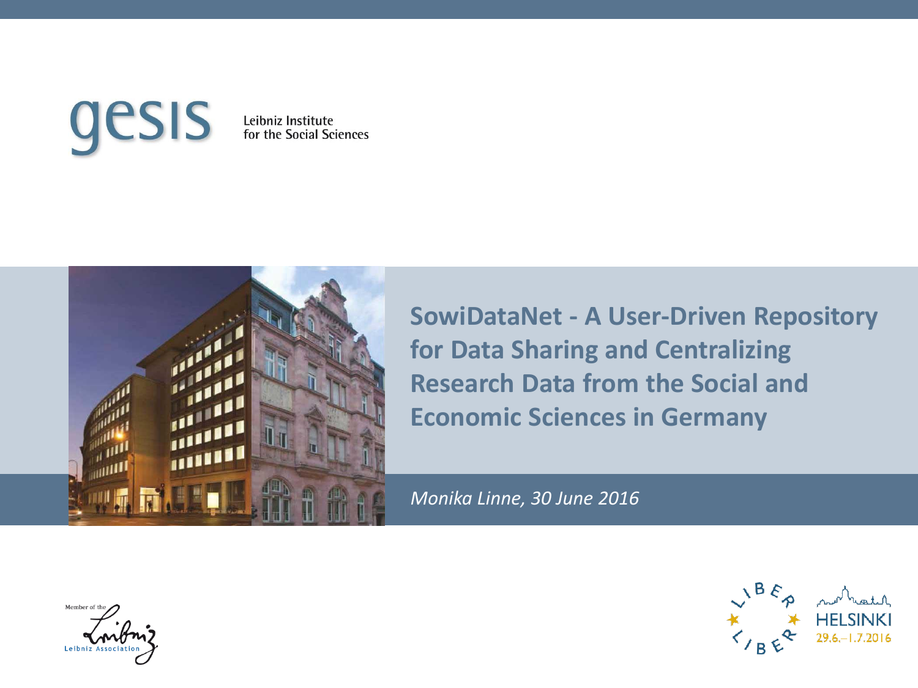gesis Leibniz Institute for the Social Sciences

# SowiDataNet - A User-Driven Repository for Data Sharing and Centralizing Research Data from the Social and Economic Sciences in Germany

*Monika Linne, 30 June 2016*

Member of the Leibniz Association

LIBER HELSINKI 29.6.–1.7.2016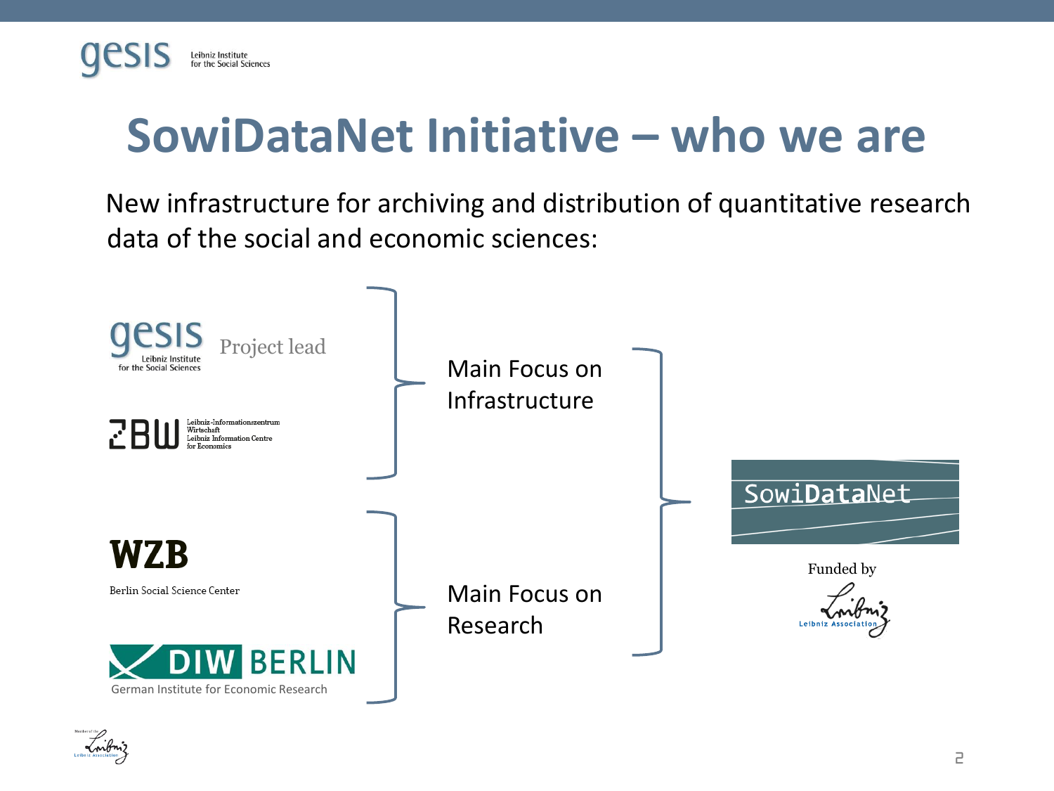# SowiDataNet Initiative – who we are

New infrastructure for archiving and distribution of quantitative research data of the social and economic sciences:

- **gesis** Leibniz Institute for the Social Sciences – Project lead
- **ZBW** Leibniz-Informationszentrum Wirtschaft / Leibniz Information Centre for Economics

Main Focus on Infrastructure

- **WZB** Berlin Social Science Center
- **DIW BERLIN** German Institute for Economic Research

Main Focus on Research

→ **SowiDataNet**

Funded by Leibniz Association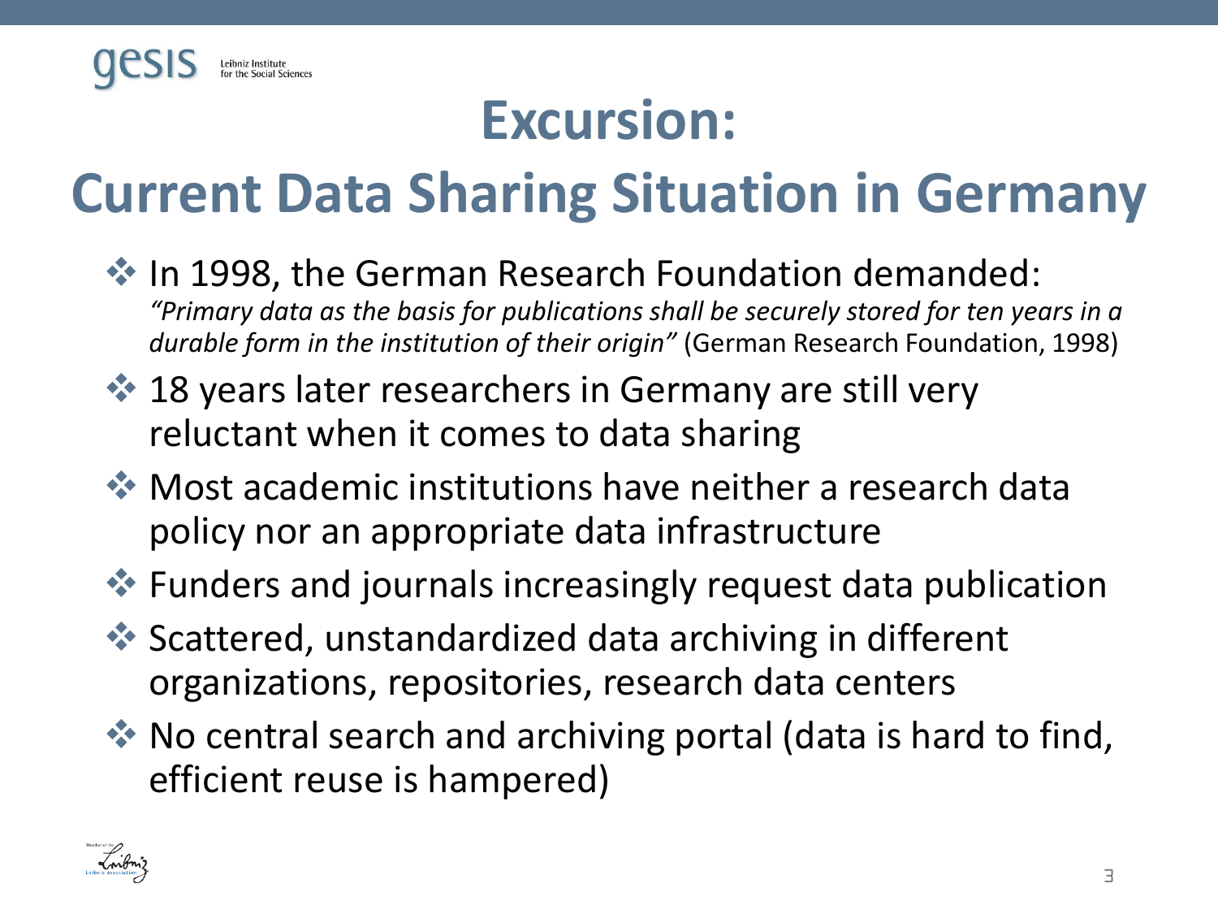# Excursion:
# Current Data Sharing Situation in Germany

- In 1998, the German Research Foundation demanded:
  *"Primary data as the basis for publications shall be securely stored for ten years in a durable form in the institution of their origin"* (German Research Foundation, 1998)
- 18 years later researchers in Germany are still very reluctant when it comes to data sharing
- Most academic institutions have neither a research data policy nor an appropriate data infrastructure
- Funders and journals increasingly request data publication
- Scattered, unstandardized data archiving in different organizations, repositories, research data centers
- No central search and archiving portal (data is hard to find, efficient reuse is hampered)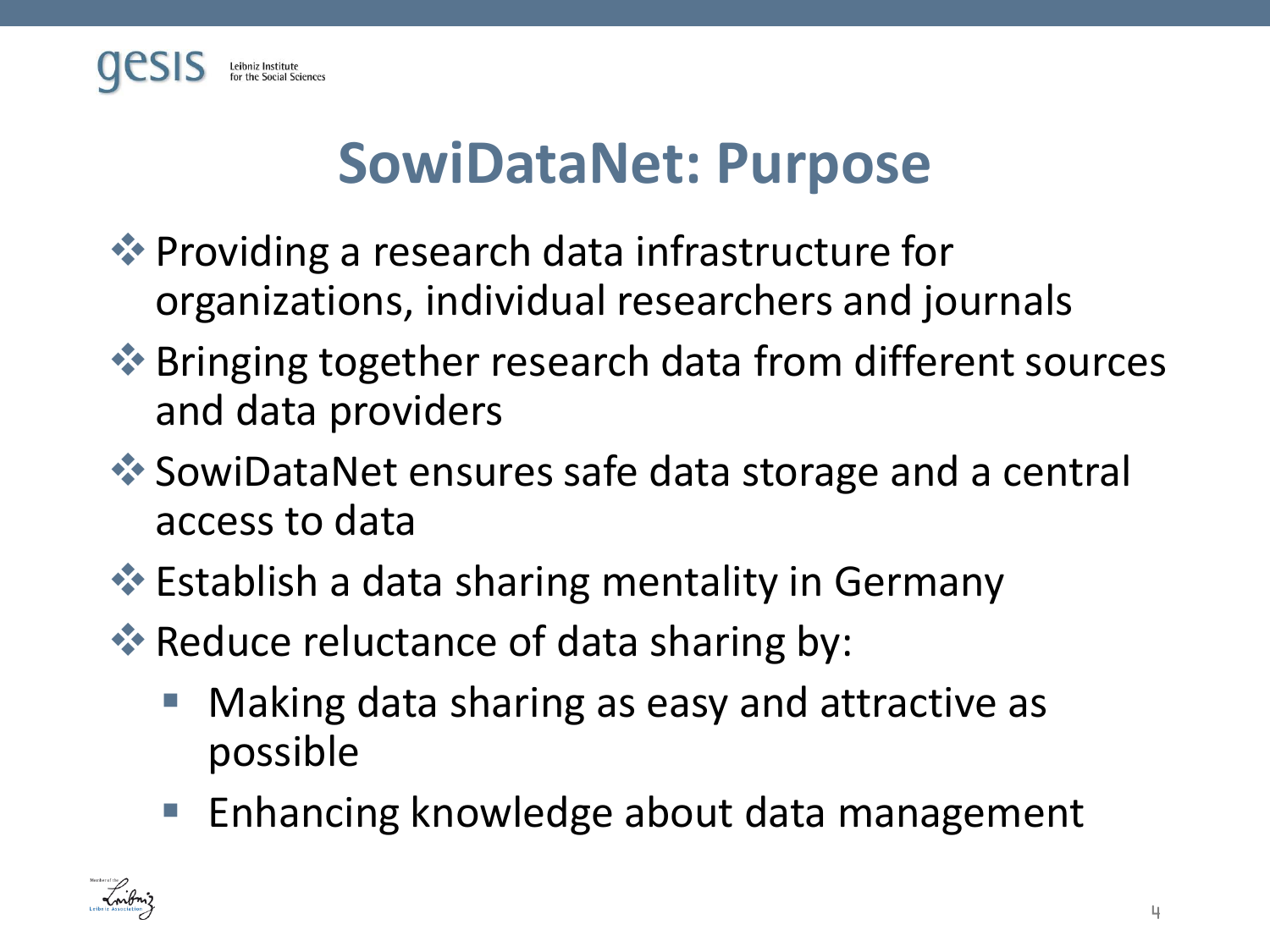# SowiDataNet: Purpose

- Providing a research data infrastructure for organizations, individual researchers and journals
- Bringing together research data from different sources and data providers
- SowiDataNet ensures safe data storage and a central access to data
- Establish a data sharing mentality in Germany
- Reduce reluctance of data sharing by:
  - Making data sharing as easy and attractive as possible
  - Enhancing knowledge about data management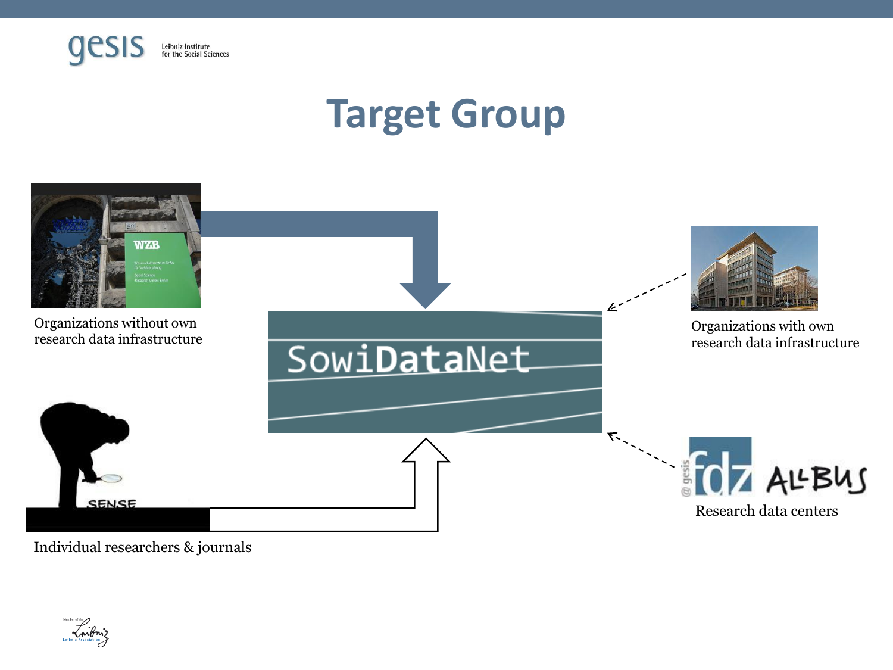# Target Group

Organizations without own research data infrastructure

SowiDataNet

Organizations with own research data infrastructure

Individual researchers & journals

Research data centers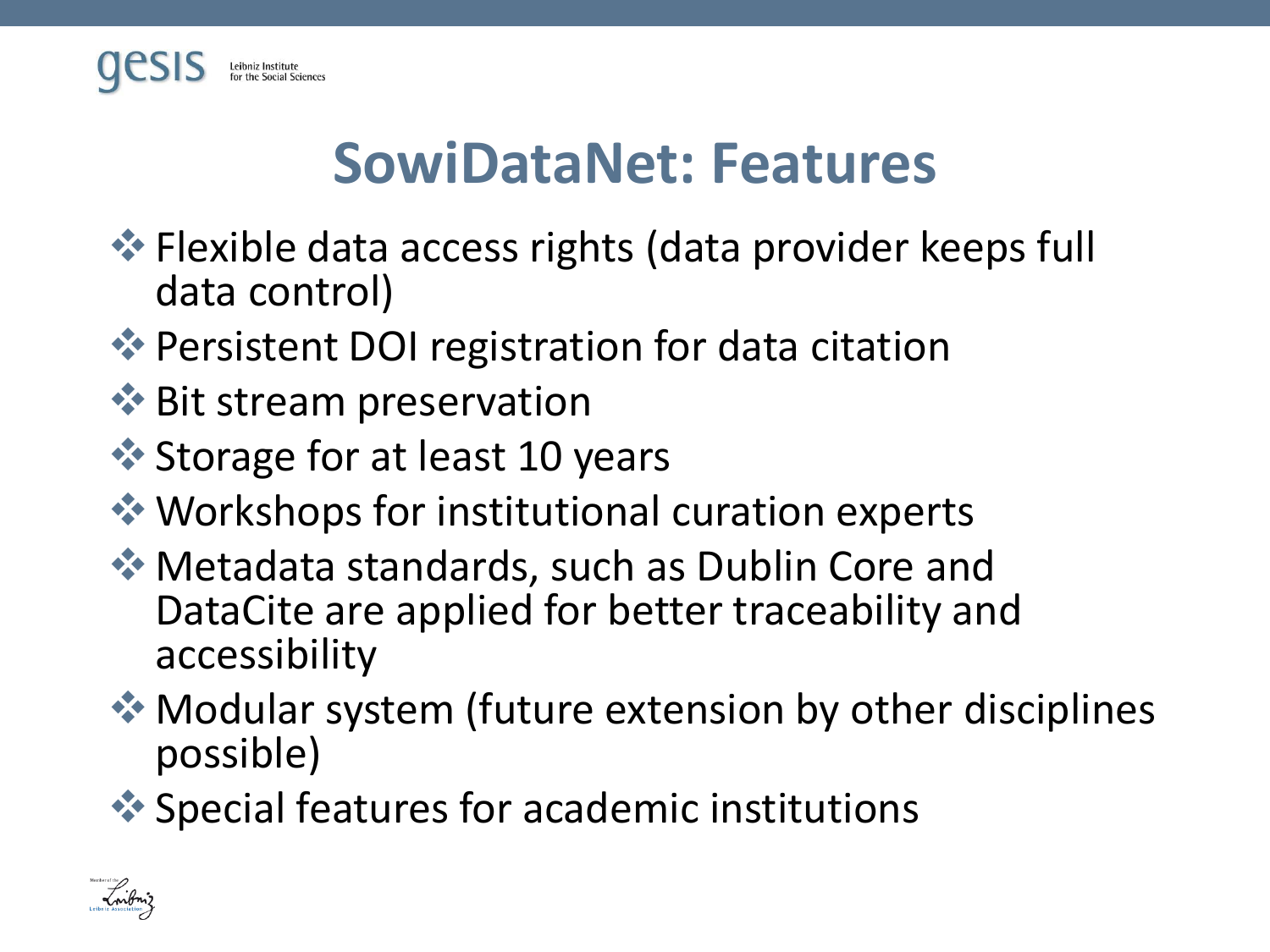# SowiDataNet: Features

- Flexible data access rights (data provider keeps full data control)
- Persistent DOI registration for data citation
- Bit stream preservation
- Storage for at least 10 years
- Workshops for institutional curation experts
- Metadata standards, such as Dublin Core and DataCite are applied for better traceability and accessibility
- Modular system (future extension by other disciplines possible)
- Special features for academic institutions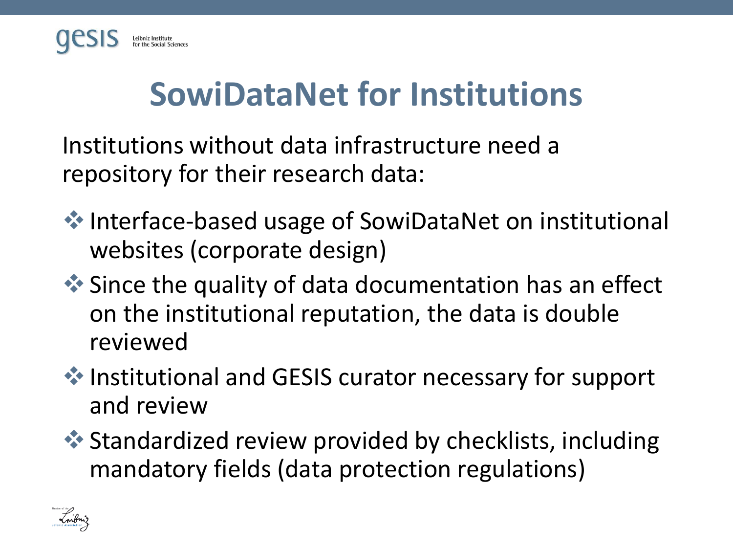# SowiDataNet for Institutions

Institutions without data infrastructure need a repository for their research data:

- Interface-based usage of SowiDataNet on institutional websites (corporate design)
- Since the quality of data documentation has an effect on the institutional reputation, the data is double reviewed
- Institutional and GESIS curator necessary for support and review
- Standardized review provided by checklists, including mandatory fields (data protection regulations)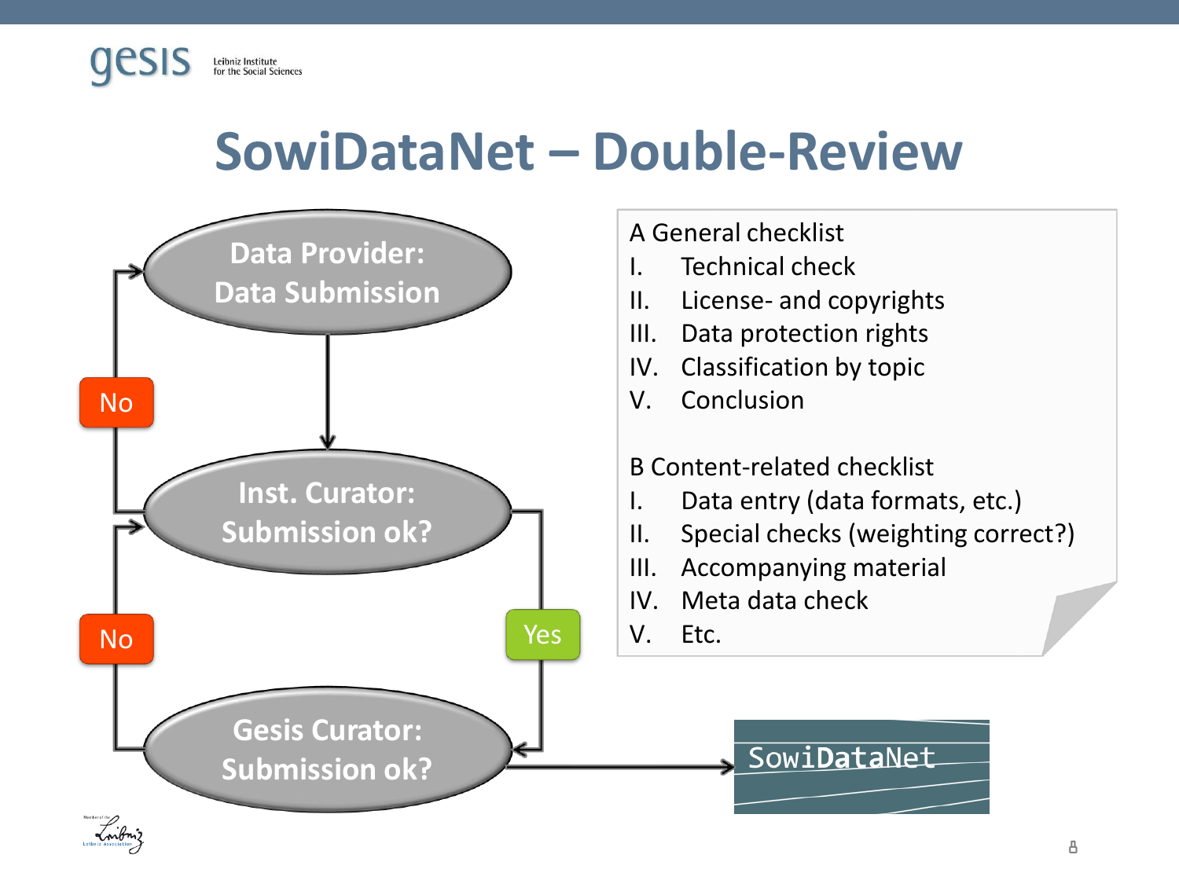# SowiDataNet – Double-Review

Data Provider: Data Submission

Inst. Curator: Submission ok?

Gesis Curator: Submission ok?

No

No

Yes

SowiDataNet

A General checklist

I. Technical check
II. License- and copyrights
III. Data protection rights
IV. Classification by topic
V. Conclusion

B Content-related checklist

I. Data entry (data formats, etc.)
II. Special checks (weighting correct?)
III. Accompanying material
IV. Meta data check
V. Etc.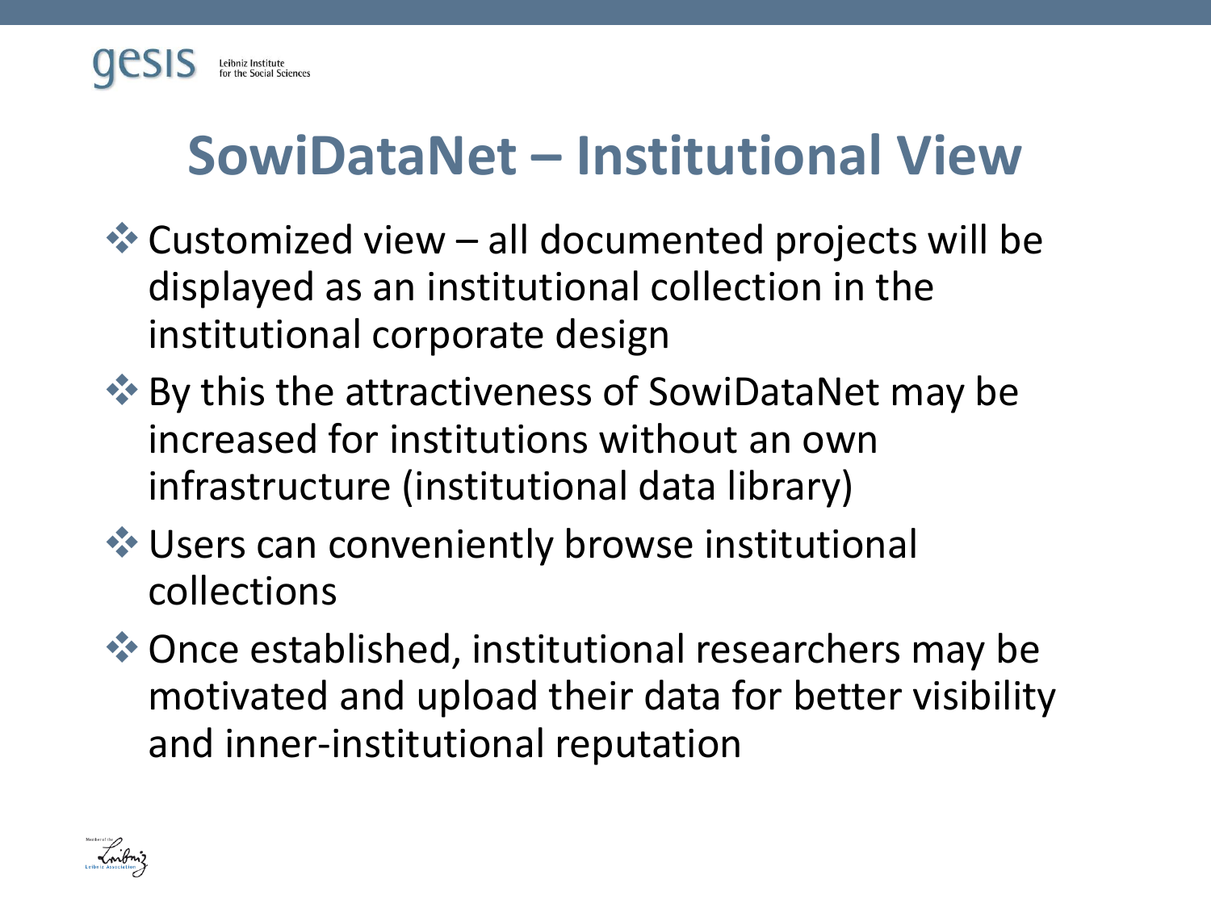# SowiDataNet – Institutional View

- Customized view – all documented projects will be displayed as an institutional collection in the institutional corporate design
- By this the attractiveness of SowiDataNet may be increased for institutions without an own infrastructure (institutional data library)
- Users can conveniently browse institutional collections
- Once established, institutional researchers may be motivated and upload their data for better visibility and inner-institutional reputation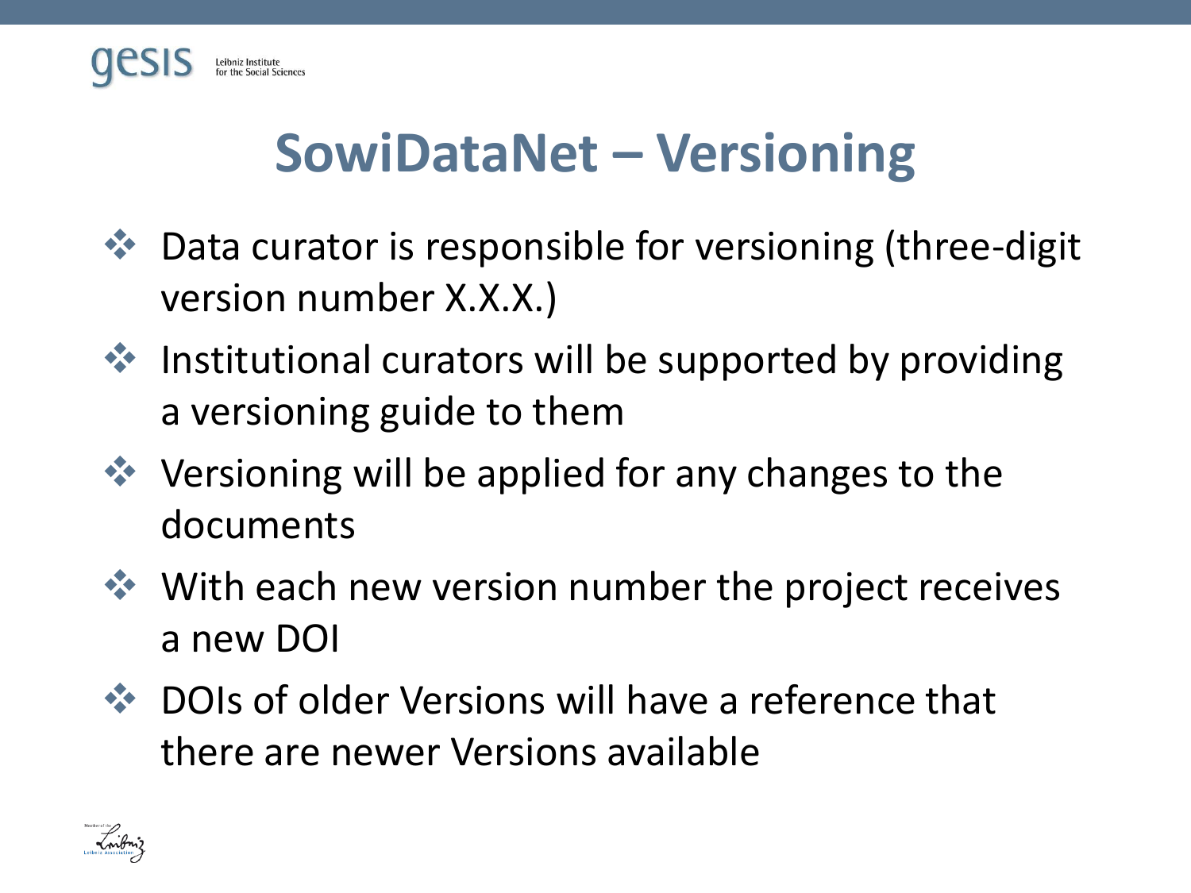# SowiDataNet – Versioning

- Data curator is responsible for versioning (three-digit version number X.X.X.)
- Institutional curators will be supported by providing a versioning guide to them
- Versioning will be applied for any changes to the documents
- With each new version number the project receives a new DOI
- DOIs of older Versions will have a reference that there are newer Versions available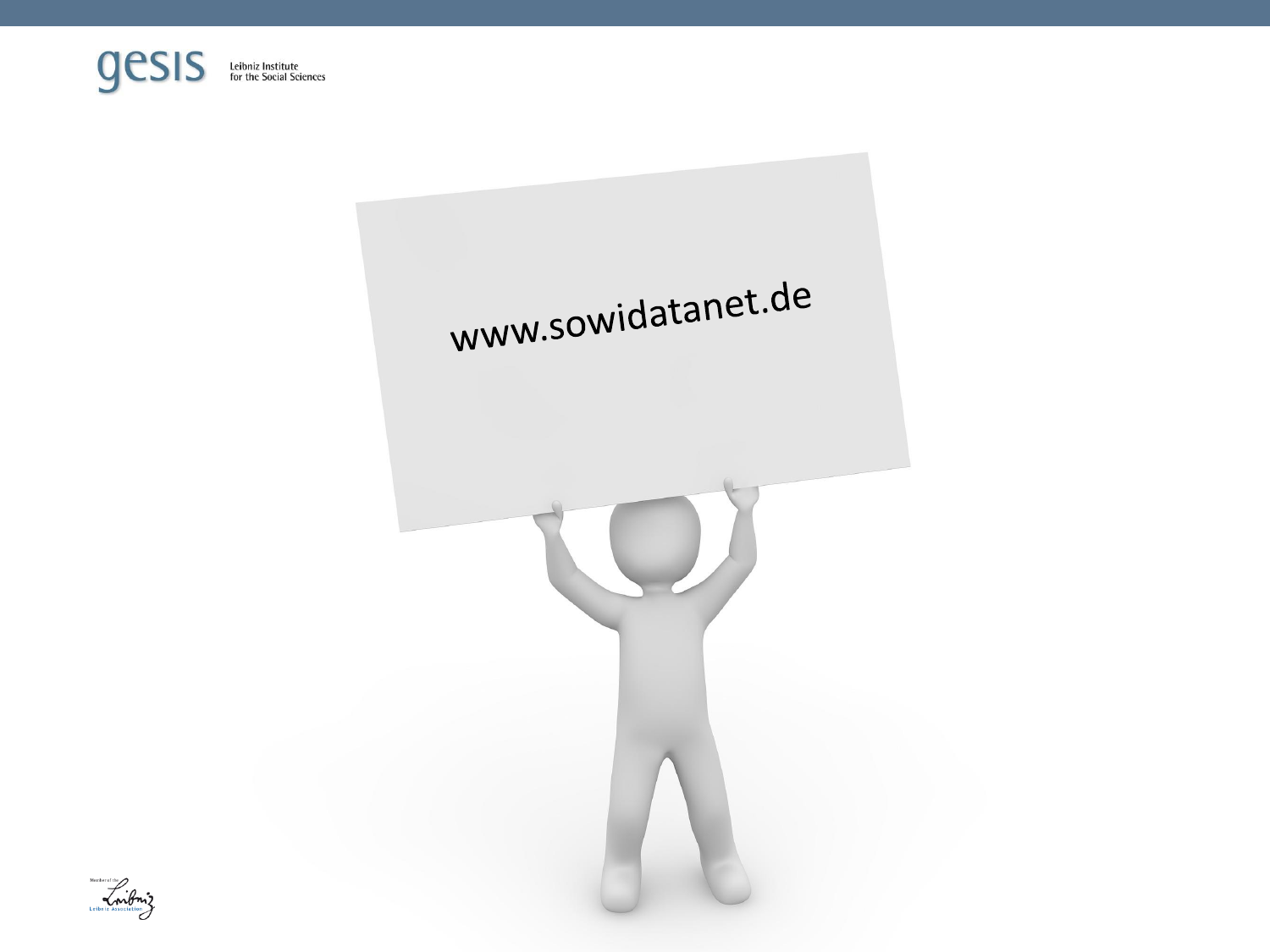www.sowidatanet.de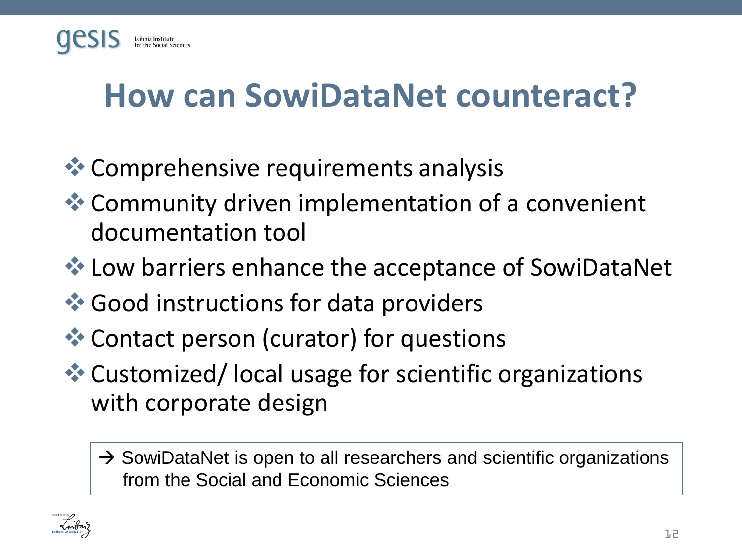# How can SowiDataNet counteract?

- Comprehensive requirements analysis
- Community driven implementation of a convenient documentation tool
- Low barriers enhance the acceptance of SowiDataNet
- Good instructions for data providers
- Contact person (curator) for questions
- Customized/ local usage for scientific organizations with corporate design

→ SowiDataNet is open to all researchers and scientific organizations from the Social and Economic Sciences